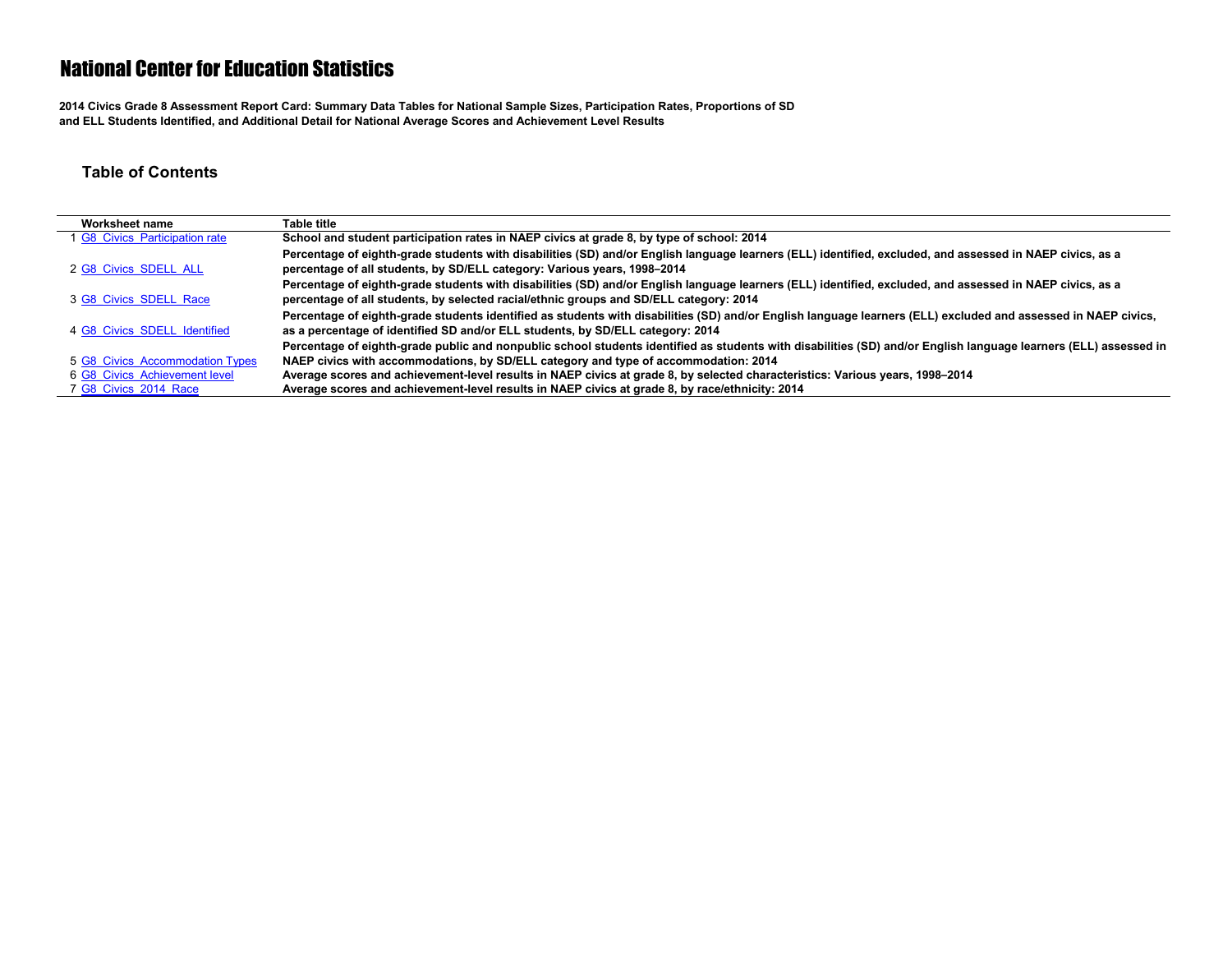# National Center for Education Statistics

**2014 Civics Grade 8 Assessment Report Card: Summary Data Tables for National Sample Sizes, Participation Rates, Proportions of SD and ELL Students Identified, and Additional Detail for National Average Scores and Achievement Level Results**

## Table of Contents

| | Worksheet name | Table title |
|---|---|---|
| 1 | G8_Civics_Participation rate | **School and student participation rates in NAEP civics at grade 8, by type of school: 2014** |
| 2 | G8_Civics_SDELL_ALL | **Percentage of eighth-grade students with disabilities (SD) and/or English language learners (ELL) identified, excluded, and assessed in NAEP civics, as a percentage of all students, by SD/ELL category: Various years, 1998–2014** |
| 3 | G8_Civics_SDELL_Race | **Percentage of eighth-grade students with disabilities (SD) and/or English language learners (ELL) identified, excluded, and assessed in NAEP civics, as a percentage of all students, by selected racial/ethnic groups and SD/ELL category: 2014** |
| 4 | G8_Civics_SDELL_Identified | **Percentage of eighth-grade students identified as students with disabilities (SD) and/or English language learners (ELL) excluded and assessed in NAEP civics, as a percentage of identified SD and/or ELL students, by SD/ELL category: 2014** |
| 5 | G8_Civics_Accommodation Types | **Percentage of eighth-grade public and nonpublic school students identified as students with disabilities (SD) and/or English language learners (ELL) assessed in NAEP civics with accommodations, by SD/ELL category and type of accommodation: 2014** |
| 6 | G8_Civics_Achievement level | **Average scores and achievement-level results in NAEP civics at grade 8, by selected characteristics: Various years, 1998–2014** |
| 7 | G8_Civics_2014_Race | **Average scores and achievement-level results in NAEP civics at grade 8, by race/ethnicity: 2014** |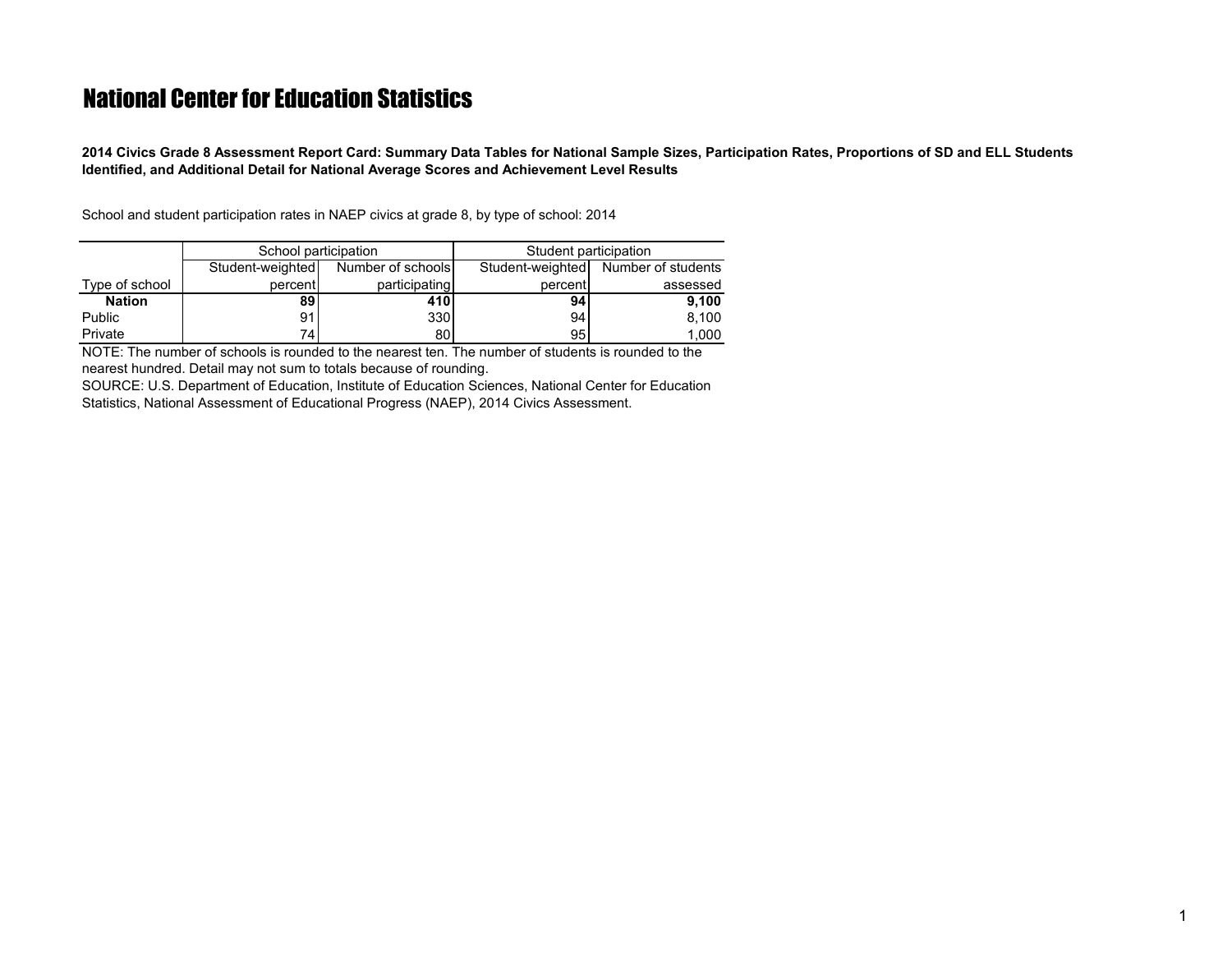# National Center for Education Statistics

**2014 Civics Grade 8 Assessment Report Card: Summary Data Tables for National Sample Sizes, Participation Rates, Proportions of SD and ELL Students Identified, and Additional Detail for National Average Scores and Achievement Level Results**

School and student participation rates in NAEP civics at grade 8, by type of school: 2014

| Type of school | School participation | | Student participation | |
|---|---|---|---|---|
| | Student-weighted percent | Number of schools participating | Student-weighted percent | Number of students assessed |
| **Nation** | **89** | **410** | **94** | **9,100** |
| Public | 91 | 330 | 94 | 8,100 |
| Private | 74 | 80 | 95 | 1,000 |

NOTE: The number of schools is rounded to the nearest ten. The number of students is rounded to the nearest hundred. Detail may not sum to totals because of rounding.

SOURCE: U.S. Department of Education, Institute of Education Sciences, National Center for Education Statistics, National Assessment of Educational Progress (NAEP), 2014 Civics Assessment.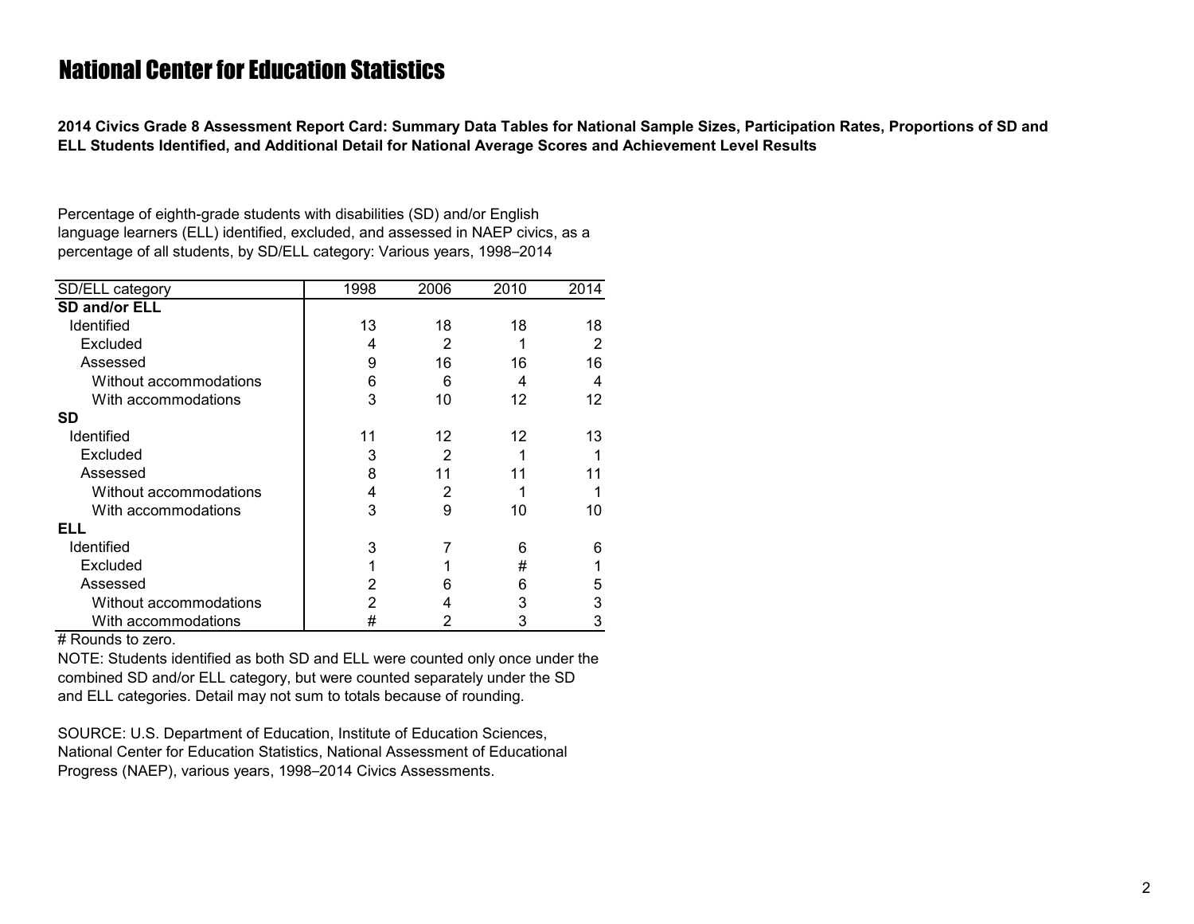# National Center for Education Statistics

**2014 Civics Grade 8 Assessment Report Card: Summary Data Tables for National Sample Sizes, Participation Rates, Proportions of SD and ELL Students Identified, and Additional Detail for National Average Scores and Achievement Level Results**

Percentage of eighth-grade students with disabilities (SD) and/or English language learners (ELL) identified, excluded, and assessed in NAEP civics, as a percentage of all students, by SD/ELL category: Various years, 1998–2014

| SD/ELL category | 1998 | 2006 | 2010 | 2014 |
|---|---|---|---|---|
| **SD and/or ELL** | | | | |
| Identified | 13 | 18 | 18 | 18 |
| Excluded | 4 | 2 | 1 | 2 |
| Assessed | 9 | 16 | 16 | 16 |
| Without accommodations | 6 | 6 | 4 | 4 |
| With accommodations | 3 | 10 | 12 | 12 |
| **SD** | | | | |
| Identified | 11 | 12 | 12 | 13 |
| Excluded | 3 | 2 | 1 | 1 |
| Assessed | 8 | 11 | 11 | 11 |
| Without accommodations | 4 | 2 | 1 | 1 |
| With accommodations | 3 | 9 | 10 | 10 |
| **ELL** | | | | |
| Identified | 3 | 7 | 6 | 6 |
| Excluded | 1 | 1 | # | 1 |
| Assessed | 2 | 6 | 6 | 5 |
| Without accommodations | 2 | 4 | 3 | 3 |
| With accommodations | # | 2 | 3 | 3 |

# Rounds to zero.

NOTE: Students identified as both SD and ELL were counted only once under the combined SD and/or ELL category, but were counted separately under the SD and ELL categories. Detail may not sum to totals because of rounding.

SOURCE: U.S. Department of Education, Institute of Education Sciences, National Center for Education Statistics, National Assessment of Educational Progress (NAEP), various years, 1998–2014 Civics Assessments.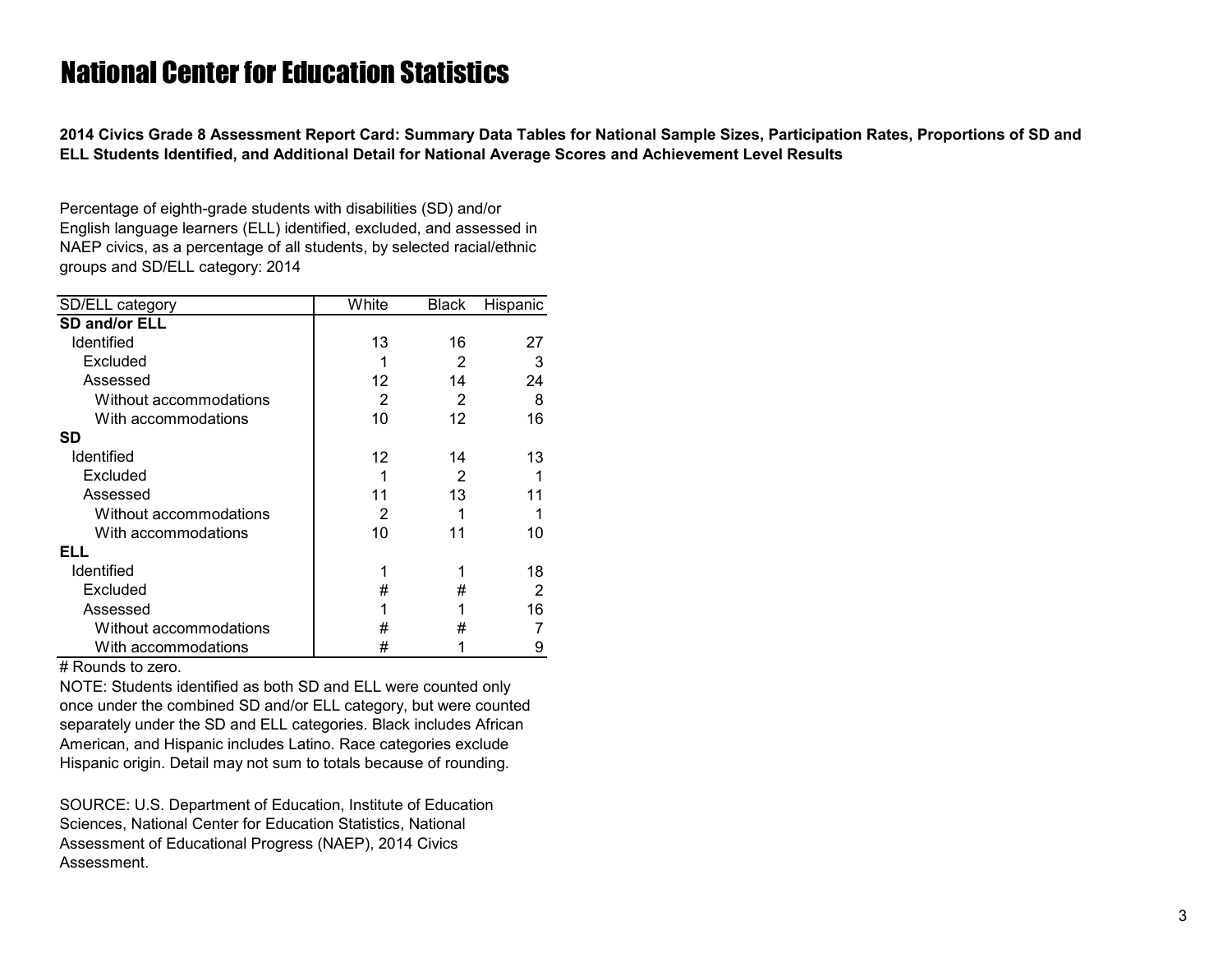# National Center for Education Statistics

**2014 Civics Grade 8 Assessment Report Card: Summary Data Tables for National Sample Sizes, Participation Rates, Proportions of SD and ELL Students Identified, and Additional Detail for National Average Scores and Achievement Level Results**

Percentage of eighth-grade students with disabilities (SD) and/or English language learners (ELL) identified, excluded, and assessed in NAEP civics, as a percentage of all students, by selected racial/ethnic groups and SD/ELL category: 2014

| SD/ELL category | White | Black | Hispanic |
|---|---|---|---|
| **SD and/or ELL** | | | |
| Identified | 13 | 16 | 27 |
| Excluded | 1 | 2 | 3 |
| Assessed | 12 | 14 | 24 |
| Without accommodations | 2 | 2 | 8 |
| With accommodations | 10 | 12 | 16 |
| **SD** | | | |
| Identified | 12 | 14 | 13 |
| Excluded | 1 | 2 | 1 |
| Assessed | 11 | 13 | 11 |
| Without accommodations | 2 | 1 | 1 |
| With accommodations | 10 | 11 | 10 |
| **ELL** | | | |
| Identified | 1 | 1 | 18 |
| Excluded | # | # | 2 |
| Assessed | 1 | 1 | 16 |
| Without accommodations | # | # | 7 |
| With accommodations | # | 1 | 9 |

# Rounds to zero.

NOTE: Students identified as both SD and ELL were counted only once under the combined SD and/or ELL category, but were counted separately under the SD and ELL categories. Black includes African American, and Hispanic includes Latino. Race categories exclude Hispanic origin. Detail may not sum to totals because of rounding.

SOURCE: U.S. Department of Education, Institute of Education Sciences, National Center for Education Statistics, National Assessment of Educational Progress (NAEP), 2014 Civics Assessment.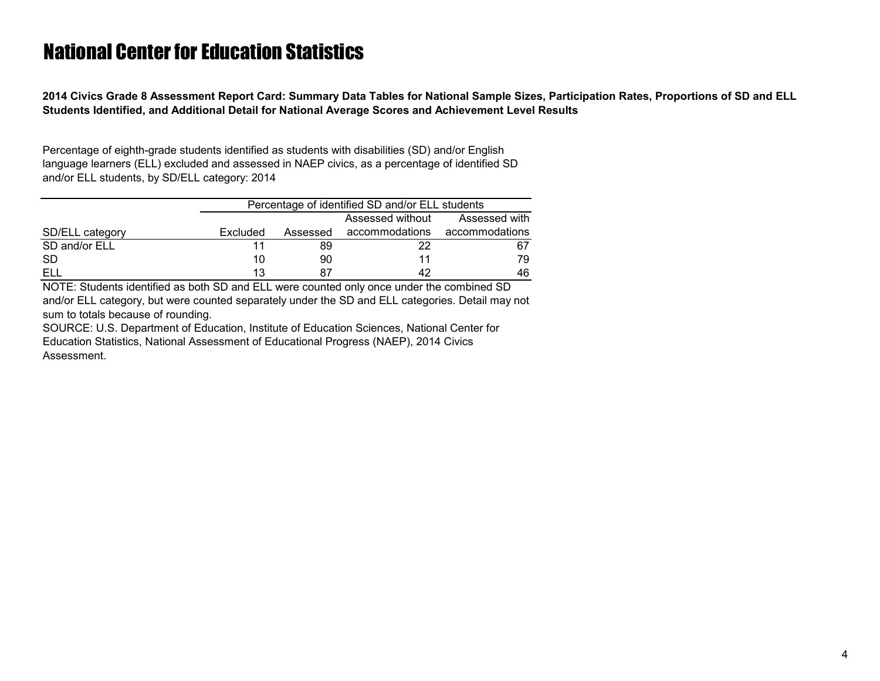# National Center for Education Statistics

**2014 Civics Grade 8 Assessment Report Card: Summary Data Tables for National Sample Sizes, Participation Rates, Proportions of SD and ELL Students Identified, and Additional Detail for National Average Scores and Achievement Level Results**

Percentage of eighth-grade students identified as students with disabilities (SD) and/or English language learners (ELL) excluded and assessed in NAEP civics, as a percentage of identified SD and/or ELL students, by SD/ELL category: 2014

| | Percentage of identified SD and/or ELL students | | | |
|---|---|---|---|---|
| SD/ELL category | Excluded | Assessed | Assessed without accommodations | Assessed with accommodations |
| SD and/or ELL | 11 | 89 | 22 | 67 |
| SD | 10 | 90 | 11 | 79 |
| ELL | 13 | 87 | 42 | 46 |

NOTE: Students identified as both SD and ELL were counted only once under the combined SD and/or ELL category, but were counted separately under the SD and ELL categories. Detail may not sum to totals because of rounding.

SOURCE: U.S. Department of Education, Institute of Education Sciences, National Center for Education Statistics, National Assessment of Educational Progress (NAEP), 2014 Civics Assessment.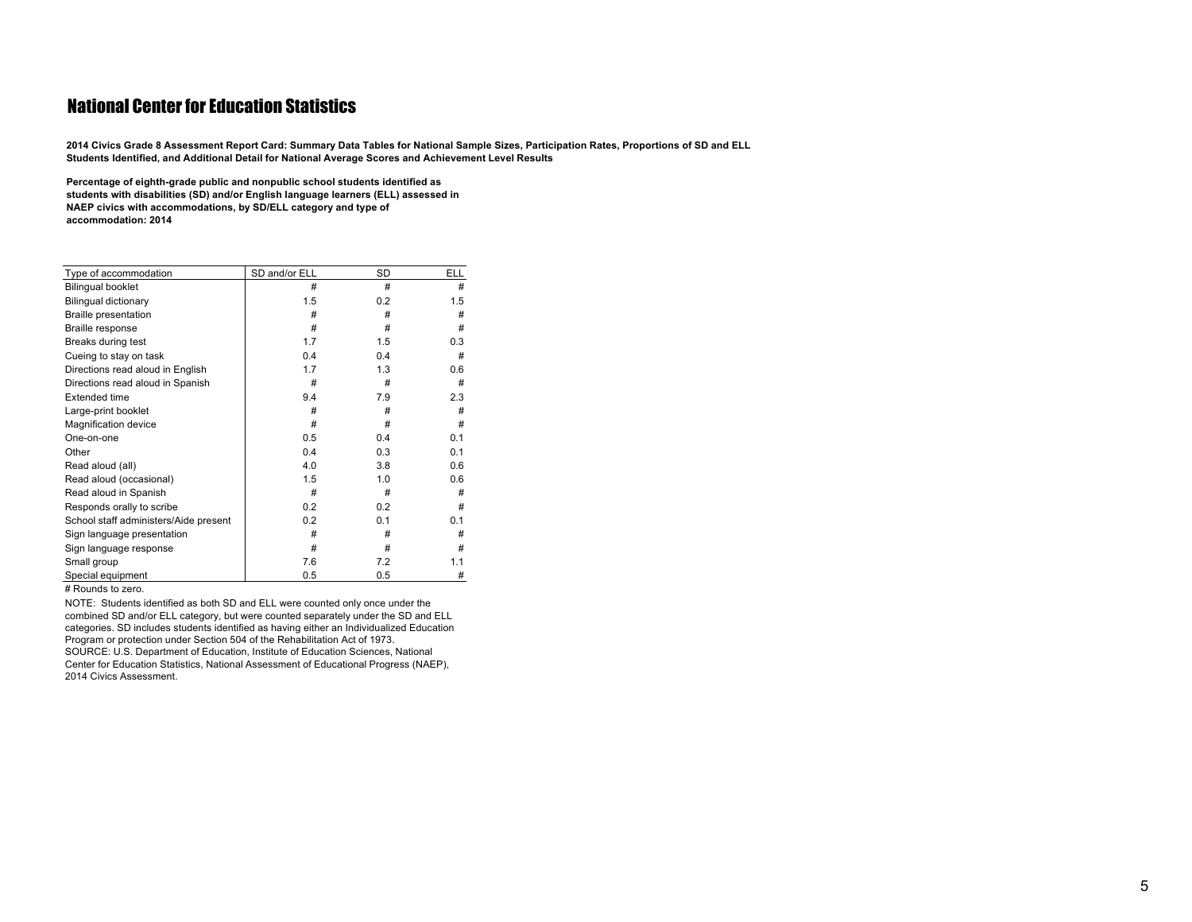## National Center for Education Statistics

**2014 Civics Grade 8 Assessment Report Card: Summary Data Tables for National Sample Sizes, Participation Rates, Proportions of SD and ELL Students Identified, and Additional Detail for National Average Scores and Achievement Level Results**

**Percentage of eighth-grade public and nonpublic school students identified as students with disabilities (SD) and/or English language learners (ELL) assessed in NAEP civics with accommodations, by SD/ELL category and type of accommodation: 2014**

| Type of accommodation | SD and/or ELL | SD | ELL |
|---|---|---|---|
| Bilingual booklet | # | # | # |
| Bilingual dictionary | 1.5 | 0.2 | 1.5 |
| Braille presentation | # | # | # |
| Braille response | # | # | # |
| Breaks during test | 1.7 | 1.5 | 0.3 |
| Cueing to stay on task | 0.4 | 0.4 | # |
| Directions read aloud in English | 1.7 | 1.3 | 0.6 |
| Directions read aloud in Spanish | # | # | # |
| Extended time | 9.4 | 7.9 | 2.3 |
| Large-print booklet | # | # | # |
| Magnification device | # | # | # |
| One-on-one | 0.5 | 0.4 | 0.1 |
| Other | 0.4 | 0.3 | 0.1 |
| Read aloud (all) | 4.0 | 3.8 | 0.6 |
| Read aloud (occasional) | 1.5 | 1.0 | 0.6 |
| Read aloud in Spanish | # | # | # |
| Responds orally to scribe | 0.2 | 0.2 | # |
| School staff administers/Aide present | 0.2 | 0.1 | 0.1 |
| Sign language presentation | # | # | # |
| Sign language response | # | # | # |
| Small group | 7.6 | 7.2 | 1.1 |
| Special equipment | 0.5 | 0.5 | # |

# Rounds to zero.

NOTE: Students identified as both SD and ELL were counted only once under the combined SD and/or ELL category, but were counted separately under the SD and ELL categories. SD includes students identified as having either an Individualized Education Program or protection under Section 504 of the Rehabilitation Act of 1973.
SOURCE: U.S. Department of Education, Institute of Education Sciences, National Center for Education Statistics, National Assessment of Educational Progress (NAEP), 2014 Civics Assessment.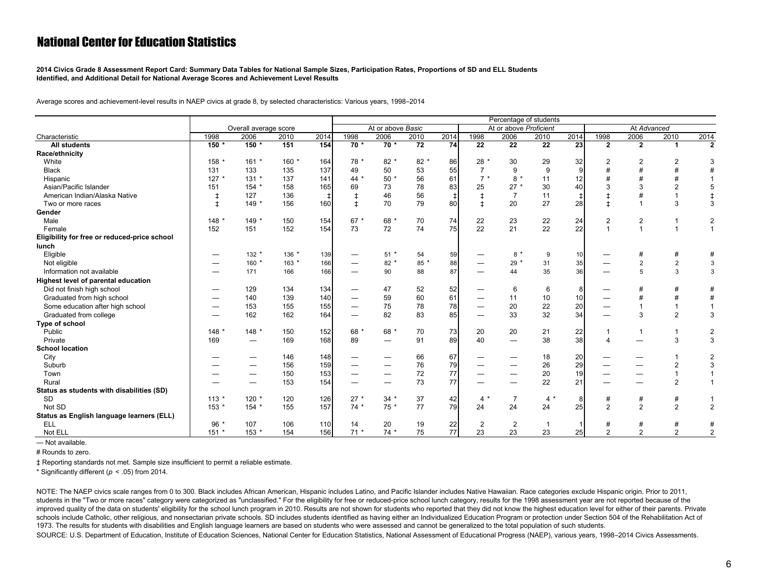# National Center for Education Statistics

**2014 Civics Grade 8 Assessment Report Card: Summary Data Tables for National Sample Sizes, Participation Rates, Proportions of SD and ELL Students Identified, and Additional Detail for National Average Scores and Achievement Level Results**

Average scores and achievement-level results in NAEP civics at grade 8, by selected characteristics: Various years, 1998–2014

| Characteristic | Overall average score | | | | Percentage of students: At or above *Basic* | | | | At or above *Proficient* | | | | At *Advanced* | | | |
|---|---|---|---|---|---|---|---|---|---|---|---|---|---|---|---|---|
| | 1998 | 2006 | 2010 | 2014 | 1998 | 2006 | 2010 | 2014 | 1998 | 2006 | 2010 | 2014 | 1998 | 2006 | 2010 | 2014 |
| **All students** | **150 *** | **150 *** | **151** | **154** | **70 *** | **70 *** | **72** | **74** | **22** | **22** | **22** | **23** | **2** | **2** | **1** | **2** |
| **Race/ethnicity** | | | | | | | | | | | | | | | | |
| White | 158 * | 161 * | 160 * | 164 | 78 * | 82 * | 82 * | 86 | 28 * | 30 | 29 | 32 | 2 | 2 | 2 | 3 |
| Black | 131 | 133 | 135 | 137 | 49 | 50 | 53 | 55 | 7 | 9 | 9 | 9 | # | # | # | # |
| Hispanic | 127 * | 131 * | 137 | 141 | 44 * | 50 * | 56 | 61 | 7 * | 8 * | 11 | 12 | # | # | # | 1 |
| Asian/Pacific Islander | 151 | 154 * | 158 | 165 | 69 | 73 | 78 | 83 | 25 | 27 * | 30 | 40 | 3 | 3 | 2 | 5 |
| American Indian/Alaska Native | ‡ | 127 | 136 | ‡ | ‡ | 46 | 56 | ‡ | ‡ | 7 | 11 | ‡ | ‡ | # | 1 | ‡ |
| Two or more races | ‡ | 149 * | 156 | 160 | ‡ | 70 | 79 | 80 | ‡ | 20 | 27 | 28 | ‡ | 1 | 3 | 3 |
| **Gender** | | | | | | | | | | | | | | | | |
| Male | 148 * | 149 * | 150 | 154 | 67 * | 68 * | 70 | 74 | 22 | 23 | 22 | 24 | 2 | 2 | 1 | 2 |
| Female | 152 | 151 | 152 | 154 | 73 | 72 | 74 | 75 | 22 | 21 | 22 | 22 | 1 | 1 | 1 | 1 |
| **Eligibility for free or reduced-price school lunch** | | | | | | | | | | | | | | | | |
| Eligible | — | 132 * | 136 * | 139 | — | 51 * | 54 | 59 | — | 8 * | 9 | 10 | — | # | # | # |
| Not eligible | — | 160 * | 163 * | 166 | — | 82 * | 85 * | 88 | — | 29 * | 31 | 35 | — | 2 | 2 | 3 |
| Information not available | — | 171 | 166 | 166 | — | 90 | 88 | 87 | — | 44 | 35 | 36 | — | 5 | 3 | 3 |
| **Highest level of parental education** | | | | | | | | | | | | | | | | |
| Did not finish high school | — | 129 | 134 | 134 | — | 47 | 52 | 52 | — | 6 | 6 | 8 | — | # | # | # |
| Graduated from high school | — | 140 | 139 | 140 | — | 59 | 60 | 61 | — | 11 | 10 | 10 | — | # | # | # |
| Some education after high school | — | 153 | 155 | 155 | — | 75 | 78 | 78 | — | 20 | 22 | 20 | — | 1 | 1 | 1 |
| Graduated from college | — | 162 | 162 | 164 | — | 82 | 83 | 85 | — | 33 | 32 | 34 | — | 3 | 2 | 3 |
| **Type of school** | | | | | | | | | | | | | | | | |
| Public | 148 * | 148 * | 150 | 152 | 68 * | 68 * | 70 | 73 | 20 | 20 | 21 | 22 | 1 | 1 | 1 | 2 |
| Private | 169 | — | 169 | 168 | 89 | — | 91 | 89 | 40 | — | 38 | 38 | 4 | — | 3 | 3 |
| **School location** | | | | | | | | | | | | | | | | |
| City | — | — | 146 | 148 | — | — | 66 | 67 | — | — | 18 | 20 | — | — | 1 | 2 |
| Suburb | — | — | 156 | 159 | — | — | 76 | 79 | — | — | 26 | 29 | — | — | 2 | 3 |
| Town | — | — | 150 | 153 | — | — | 72 | 77 | — | — | 20 | 19 | — | — | 1 | 1 |
| Rural | — | — | 153 | 154 | — | — | 73 | 77 | — | — | 22 | 21 | — | — | 2 | 1 |
| **Status as students with disabilities (SD)** | | | | | | | | | | | | | | | | |
| SD | 113 * | 120 * | 120 | 126 | 27 * | 34 * | 37 | 42 | 4 * | 7 | 4 * | 8 | # | # | # | 1 |
| Not SD | 153 * | 154 * | 155 | 157 | 74 * | 75 * | 77 | 79 | 24 | 24 | 24 | 25 | 2 | 2 | 2 | 2 |
| **Status as English language learners (ELL)** | | | | | | | | | | | | | | | | |
| ELL | 96 * | 107 | 106 | 110 | 14 | 20 | 19 | 22 | 2 | 2 | 1 | 1 | # | # | # | # |
| Not ELL | 151 * | 153 * | 154 | 156 | 71 * | 74 * | 75 | 77 | 23 | 23 | 23 | 25 | 2 | 2 | 2 | 2 |

— Not available.

# Rounds to zero.

‡ Reporting standards not met. Sample size insufficient to permit a reliable estimate.

* Significantly different ($p < .05$) from 2014.

NOTE: The NAEP civics scale ranges from 0 to 300. Black includes African American, Hispanic includes Latino, and Pacific Islander includes Native Hawaiian. Race categories exclude Hispanic origin. Prior to 2011, students in the "Two or more races" category were categorized as "unclassified." For the eligibility for free or reduced-price school lunch category, results for the 1998 assessment year are not reported because of the improved quality of the data on students' eligibility for the school lunch program in 2010. Results are not shown for students who reported that they did not know the highest education level for either of their parents. Private schools include Catholic, other religious, and nonsectarian private schools. SD includes students identified as having either an Individualized Education Program or protection under Section 504 of the Rehabilitation Act of 1973. The results for students with disabilities and English language learners are based on students who were assessed and cannot be generalized to the total population of such students.

SOURCE: U.S. Department of Education, Institute of Education Sciences, National Center for Education Statistics, National Assessment of Educational Progress (NAEP), various years, 1998–2014 Civics Assessments.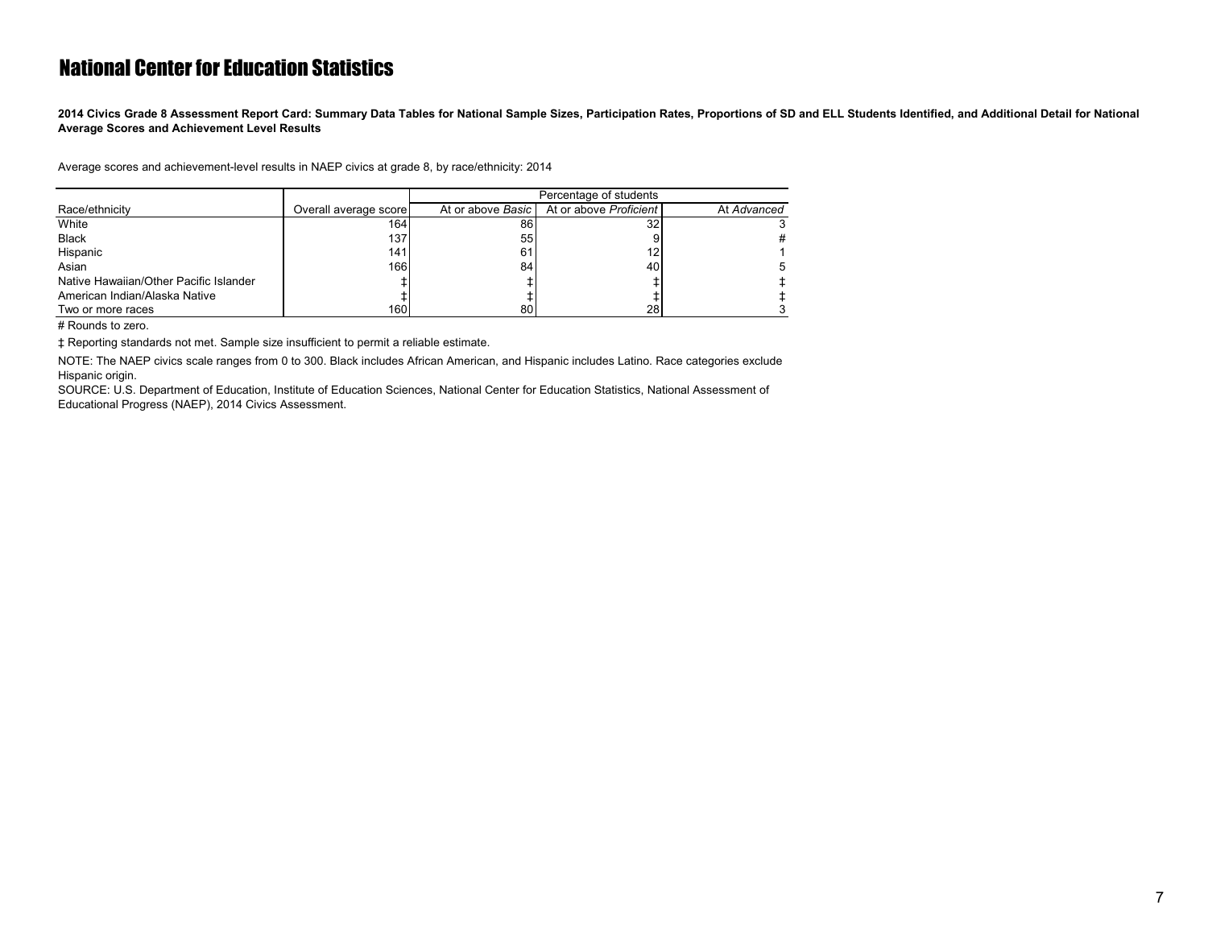# National Center for Education Statistics

**2014 Civics Grade 8 Assessment Report Card: Summary Data Tables for National Sample Sizes, Participation Rates, Proportions of SD and ELL Students Identified, and Additional Detail for National Average Scores and Achievement Level Results**

Average scores and achievement-level results in NAEP civics at grade 8, by race/ethnicity: 2014

| | | Percentage of students | | |
|---|---|---|---|---|
| Race/ethnicity | Overall average score | At or above *Basic* | At or above *Proficient* | At *Advanced* |
| White | 164 | 86 | 32 | 3 |
| Black | 137 | 55 | 9 | # |
| Hispanic | 141 | 61 | 12 | 1 |
| Asian | 166 | 84 | 40 | 5 |
| Native Hawaiian/Other Pacific Islander | ‡ | ‡ | ‡ | ‡ |
| American Indian/Alaska Native | ‡ | ‡ | ‡ | ‡ |
| Two or more races | 160 | 80 | 28 | 3 |

# Rounds to zero.

‡ Reporting standards not met. Sample size insufficient to permit a reliable estimate.

NOTE: The NAEP civics scale ranges from 0 to 300. Black includes African American, and Hispanic includes Latino. Race categories exclude Hispanic origin.

SOURCE: U.S. Department of Education, Institute of Education Sciences, National Center for Education Statistics, National Assessment of Educational Progress (NAEP), 2014 Civics Assessment.